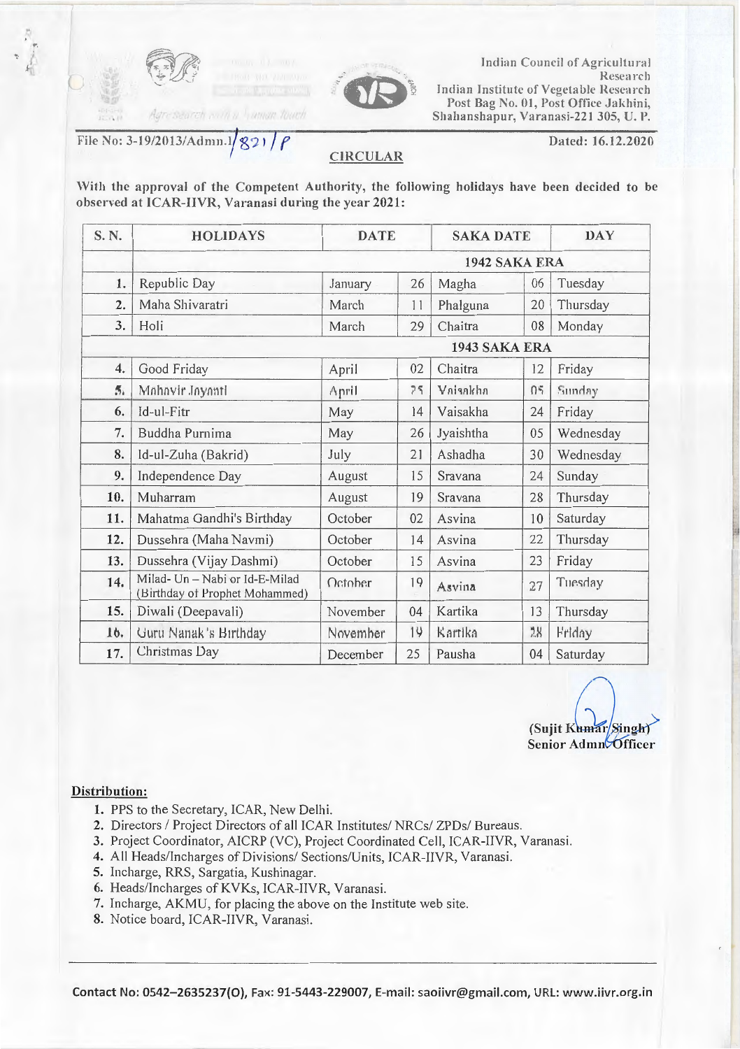Indian Council of Agricultural Research
Indian Institute of Vegetable Research
Post Bag No. 01, Post Office Jakhini,
Shahanshapur, Varanasi-221 305, U. P.

File No: 3-19/2013/Admn.I/821/P

Dated: 16.12.2020

## CIRCULAR

**With the approval of the Competent Authority, the following holidays have been decided to be observed at ICAR-IIVR, Varanasi during the year 2021:**

| S. N. | HOLIDAYS | DATE | | SAKA DATE | | DAY |
|---|---|---|---|---|---|---|
| | **1942 SAKA ERA** | | | | | |
| 1. | Republic Day | January | 26 | Magha | 06 | Tuesday |
| 2. | Maha Shivaratri | March | 11 | Phalguna | 20 | Thursday |
| 3. | Holi | March | 29 | Chaitra | 08 | Monday |
| | **1943 SAKA ERA** | | | | | |
| 4. | Good Friday | April | 02 | Chaitra | 12 | Friday |
| 5. | Mahavir Jayanti | April | 25 | Vaisakha | 05 | Sunday |
| 6. | Id-ul-Fitr | May | 14 | Vaisakha | 24 | Friday |
| 7. | Buddha Purnima | May | 26 | Jyaishtha | 05 | Wednesday |
| 8. | Id-ul-Zuha (Bakrid) | July | 21 | Ashadha | 30 | Wednesday |
| 9. | Independence Day | August | 15 | Sravana | 24 | Sunday |
| 10. | Muharram | August | 19 | Sravana | 28 | Thursday |
| 11. | Mahatma Gandhi's Birthday | October | 02 | Asvina | 10 | Saturday |
| 12. | Dussehra (Maha Navmi) | October | 14 | Asvina | 22 | Thursday |
| 13. | Dussehra (Vijay Dashmi) | October | 15 | Asvina | 23 | Friday |
| 14. | Milad- Un – Nabi or Id-E-Milad (Birthday of Prophet Mohammed) | October | 19 | Asvina | 27 | Tuesday |
| 15. | Diwali (Deepavali) | November | 04 | Kartika | 13 | Thursday |
| 16. | Guru Nanak's Birthday | November | 19 | Kartika | 28 | Friday |
| 17. | Christmas Day | December | 25 | Pausha | 04 | Saturday |

(Sujit Kumar Singh)
Senior Admn. Officer

**Distribution:**

1. PPS to the Secretary, ICAR, New Delhi.
2. Directors / Project Directors of all ICAR Institutes/ NRCs/ ZPDs/ Bureaus.
3. Project Coordinator, AICRP (VC), Project Coordinated Cell, ICAR-IIVR, Varanasi.
4. All Heads/Incharges of Divisions/ Sections/Units, ICAR-IIVR, Varanasi.
5. Incharge, RRS, Sargatia, Kushinagar.
6. Heads/Incharges of KVKs, ICAR-IIVR, Varanasi.
7. Incharge, AKMU, for placing the above on the Institute web site.
8. Notice board, ICAR-IIVR, Varanasi.

Contact No: 0542–2635237(O), Fax: 91-5443-229007, E-mail: saoiivr@gmail.com, URL: www.iivr.org.in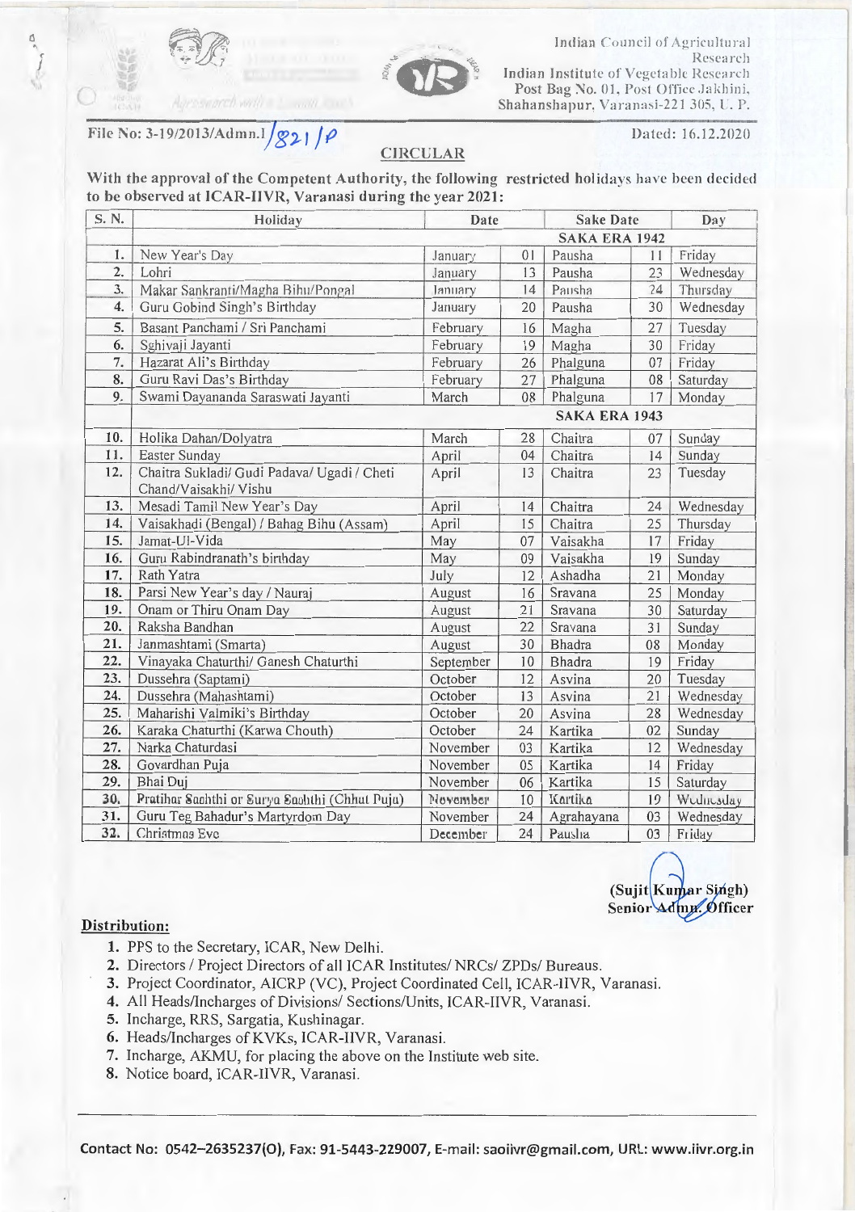Indian Council of Agricultural Research
Indian Institute of Vegetable Research
Post Bag No. 01, Post Office Jakhini,
Shahanshapur, Varanasi-221 305, U. P.

File No: 3-19/2013/Admn.1/821/P

Dated: 16.12.2020

## CIRCULAR

**With the approval of the Competent Authority, the following restricted holidays have been decided to be observed at ICAR-IIVR, Varanasi during the year 2021:**

| S. N. | Holiday | Date | | Sake Date | | Day |
|---|---|---|---|---|---|---|
| | | | | **SAKA ERA 1942** | | |
| 1. | New Year's Day | January | 01 | Pausha | 11 | Friday |
| 2. | Lohri | January | 13 | Pausha | 23 | Wednesday |
| 3. | Makar Sankranti/Magha Bihu/Pongal | January | 14 | Pausha | 24 | Thursday |
| 4. | Guru Gobind Singh's Birthday | January | 20 | Pausha | 30 | Wednesday |
| 5. | Basant Panchami / Sri Panchami | February | 16 | Magha | 27 | Tuesday |
| 6. | Sghivaji Jayanti | February | 19 | Magha | 30 | Friday |
| 7. | Hazarat Ali's Birthday | February | 26 | Phalguna | 07 | Friday |
| 8. | Guru Ravi Das's Birthday | February | 27 | Phalguna | 08 | Saturday |
| 9. | Swami Dayananda Saraswati Jayanti | March | 08 | Phalguna | 17 | Monday |
| | | | | **SAKA ERA 1943** | | |
| 10. | Holika Dahan/Dolyatra | March | 28 | Chaitra | 07 | Sunday |
| 11. | Easter Sunday | April | 04 | Chaitra | 14 | Sunday |
| 12. | Chaitra Sukladi/ Gudi Padava/ Ugadi / Cheti Chand/Vaisakhi/ Vishu | April | 13 | Chaitra | 23 | Tuesday |
| 13. | Mesadi Tamil New Year's Day | April | 14 | Chaitra | 24 | Wednesday |
| 14. | Vaisakhadi (Bengal) / Bahag Bihu (Assam) | April | 15 | Chaitra | 25 | Thursday |
| 15. | Jamat-Ul-Vida | May | 07 | Vaisakha | 17 | Friday |
| 16. | Guru Rabindranath's birthday | May | 09 | Vaisakha | 19 | Sunday |
| 17. | Rath Yatra | July | 12 | Ashadha | 21 | Monday |
| 18. | Parsi New Year's day / Nauraj | August | 16 | Sravana | 25 | Monday |
| 19. | Onam or Thiru Onam Day | August | 21 | Sravana | 30 | Saturday |
| 20. | Raksha Bandhan | August | 22 | Sravana | 31 | Sunday |
| 21. | Janmashtami (Smarta) | August | 30 | Bhadra | 08 | Monday |
| 22. | Vinayaka Chaturthi/ Ganesh Chaturthi | September | 10 | Bhadra | 19 | Friday |
| 23. | Dussehra (Saptami) | October | 12 | Asvina | 20 | Tuesday |
| 24. | Dussehra (Mahashtami) | October | 13 | Asvina | 21 | Wednesday |
| 25. | Maharishi Valmiki's Birthday | October | 20 | Asvina | 28 | Wednesday |
| 26. | Karaka Chaturthi (Karwa Chouth) | October | 24 | Kartika | 02 | Sunday |
| 27. | Narka Chaturdasi | November | 03 | Kartika | 12 | Wednesday |
| 28. | Govardhan Puja | November | 05 | Kartika | 14 | Friday |
| 29. | Bhai Duj | November | 06 | Kartika | 15 | Saturday |
| 30. | Pratihar Sashthi or Surya Sashthi (Chhat Puja) | November | 10 | Kartika | 19 | Wednesday |
| 31. | Guru Teg Bahadur's Martyrdom Day | November | 24 | Agrahayana | 03 | Wednesday |
| 32. | Christmas Eve | December | 24 | Pausha | 03 | Friday |

(Sujit Kumar Singh)
Senior Admn. Officer

**Distribution:**

1. PPS to the Secretary, ICAR, New Delhi.
2. Directors / Project Directors of all ICAR Institutes/ NRCs/ ZPDs/ Bureaus.
3. Project Coordinator, AICRP (VC), Project Coordinated Cell, ICAR-IIVR, Varanasi.
4. All Heads/Incharges of Divisions/ Sections/Units, ICAR-IIVR, Varanasi.
5. Incharge, RRS, Sargatia, Kushinagar.
6. Heads/Incharges of KVKs, ICAR-IIVR, Varanasi.
7. Incharge, AKMU, for placing the above on the Institute web site.
8. Notice board, ICAR-IIVR, Varanasi.

Contact No: 0542–2635237(O), Fax: 91-5443-229007, E-mail: saoiivr@gmail.com, URL: www.iivr.org.in